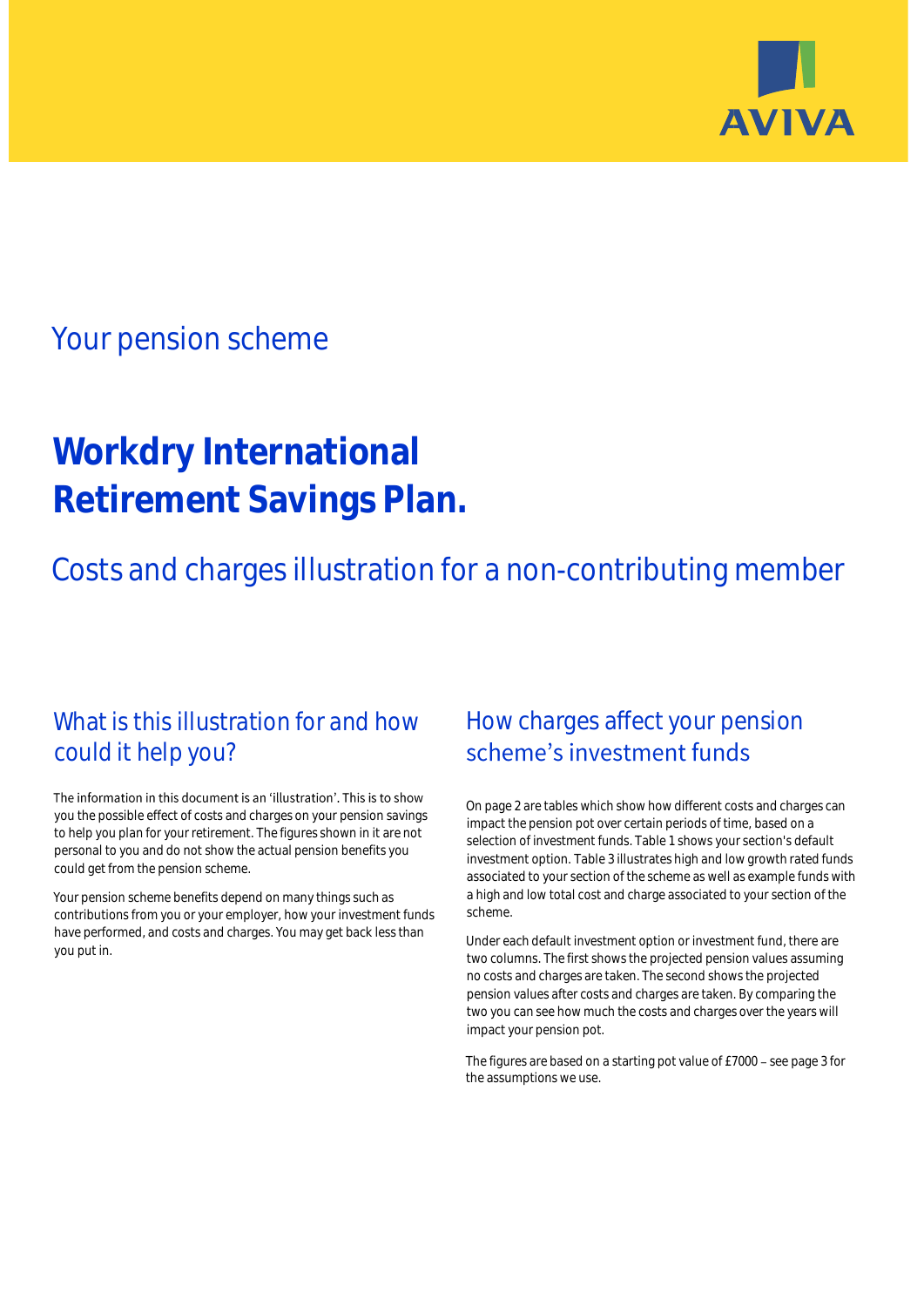AVIVA

## Your pension scheme

# Workdry International Retirement Savings Plan.

## Costs and charges illustration for a non-contributing member

### What is this illustration for and how could it help you?

The information in this document is an 'illustration'. This is to show you the possible effect of costs and charges on your pension savings to help you plan for your retirement. The figures shown in it are not personal to you and do not show the actual pension benefits you could get from the pension scheme.

Your pension scheme benefits depend on many things such as contributions from you or your employer, how your investment funds have performed, and costs and charges. You may get back less than you put in.

### How charges affect your pension scheme's investment funds

On page 2 are tables which show how different costs and charges can impact the pension pot over certain periods of time, based on a selection of investment funds. Table 1 shows your section's default investment option. Table 3 illustrates high and low growth rated funds associated to your section of the scheme as well as example funds with a high and low total cost and charge associated to your section of the scheme.

Under each default investment option or investment fund, there are two columns. The first shows the projected pension values assuming no costs and charges are taken. The second shows the projected pension values after costs and charges are taken. By comparing the two you can see how much the costs and charges over the years will impact your pension pot.

The figures are based on a starting pot value of £7000 – see page 3 for the assumptions we use.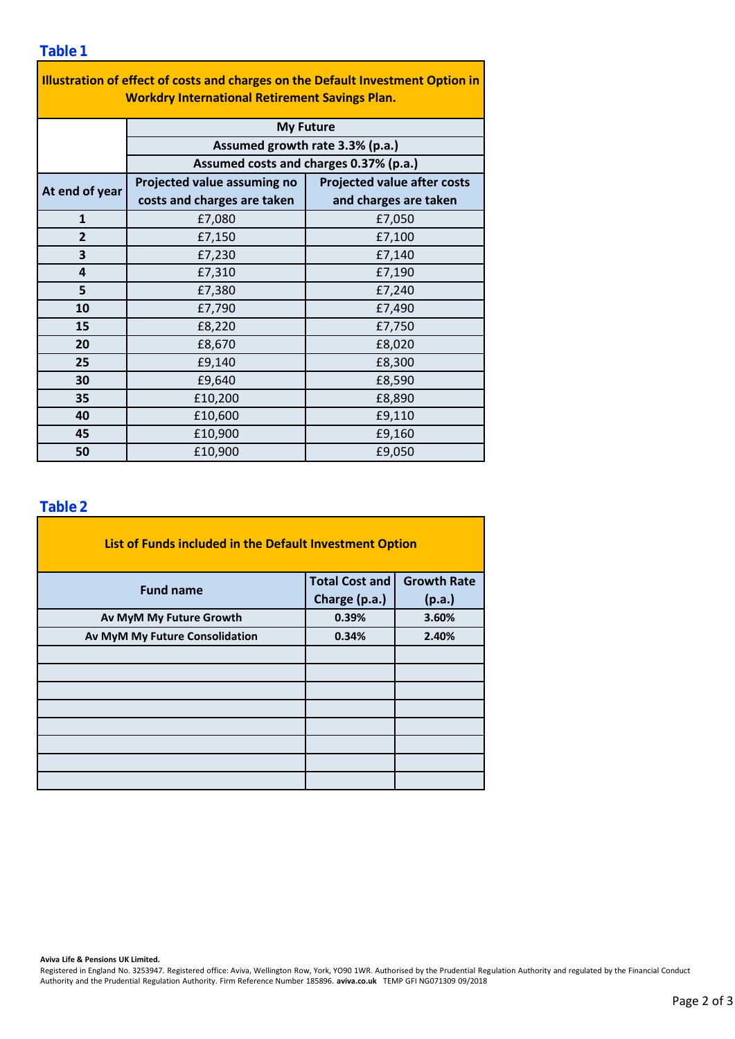## Table 1

| Illustration of effect of costs and charges on the Default Investment Option in Workdry International Retirement Savings Plan. | | |
|---|---|---|
| | **My Future** | |
| | **Assumed growth rate 3.3% (p.a.)** | |
| | **Assumed costs and charges 0.37% (p.a.)** | |
| **At end of year** | **Projected value assuming no costs and charges are taken** | **Projected value after costs and charges are taken** |
| **1** | £7,080 | £7,050 |
| **2** | £7,150 | £7,100 |
| **3** | £7,230 | £7,140 |
| **4** | £7,310 | £7,190 |
| **5** | £7,380 | £7,240 |
| **10** | £7,790 | £7,490 |
| **15** | £8,220 | £7,750 |
| **20** | £8,670 | £8,020 |
| **25** | £9,140 | £8,300 |
| **30** | £9,640 | £8,590 |
| **35** | £10,200 | £8,890 |
| **40** | £10,600 | £9,110 |
| **45** | £10,900 | £9,160 |
| **50** | £10,900 | £9,050 |

## Table 2

| List of Funds included in the Default Investment Option | | |
|---|---|---|
| **Fund name** | **Total Cost and Charge (p.a.)** | **Growth Rate (p.a.)** |
| **Av MyM My Future Growth** | **0.39%** | **3.60%** |
| **Av MyM My Future Consolidation** | **0.34%** | **2.40%** |
| | | |
| | | |
| | | |
| | | |
| | | |
| | | |
| | | |
| | | |

**Aviva Life & Pensions UK Limited.**
Registered in England No. 3253947. Registered office: Aviva, Wellington Row, York, YO90 1WR. Authorised by the Prudential Regulation Authority and regulated by the Financial Conduct Authority and the Prudential Regulation Authority. Firm Reference Number 185896. **aviva.co.uk** TEMP GFI NG071309 09/2018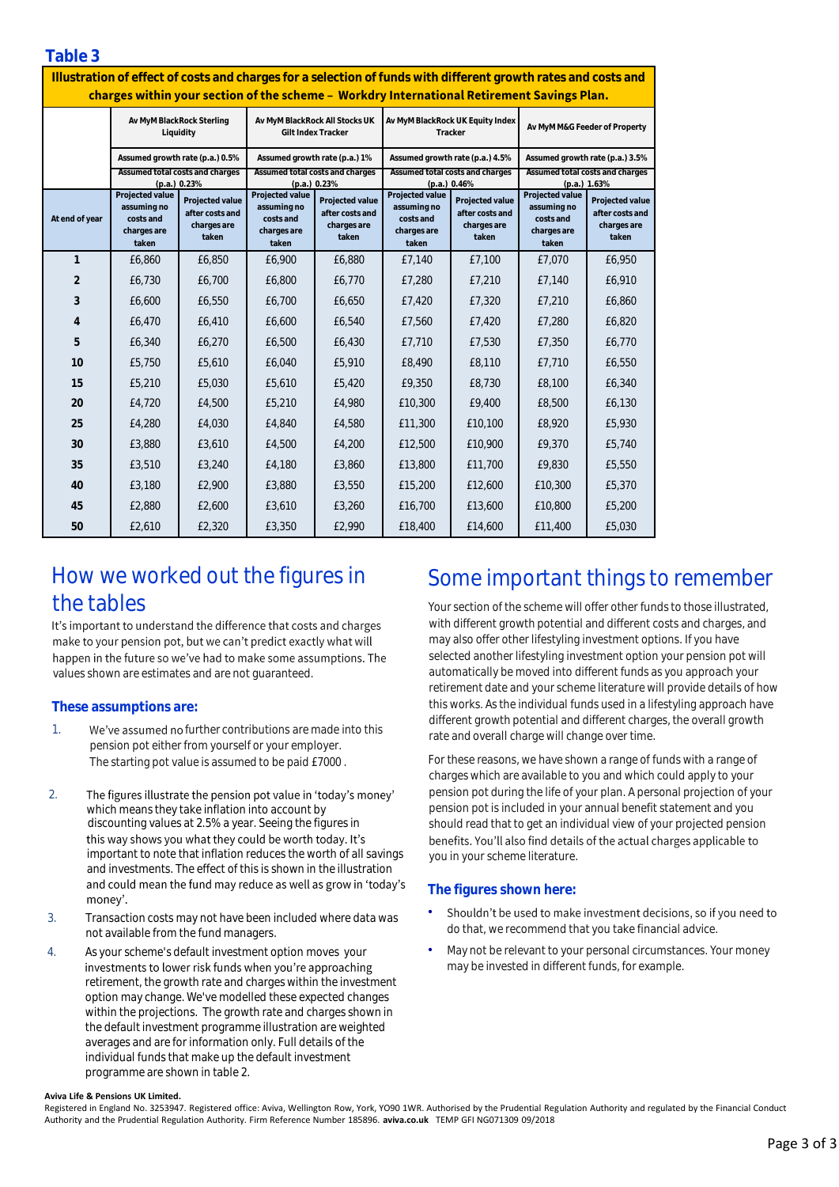## Table 3

| Illustration of effect of costs and charges for a selection of funds with different growth rates and costs and charges within your section of the scheme – Workdry International Retirement Savings Plan. | | | | | | | | |
|---|---|---|---|---|---|---|---|---|
| | Av MyM BlackRock Sterling Liquidity | | Av MyM BlackRock All Stocks UK Gilt Index Tracker | | Av MyM BlackRock UK Equity Index Tracker | | Av MyM M&G Feeder of Property | |
| | Assumed growth rate (p.a.) 0.5% | | Assumed growth rate (p.a.) 1% | | Assumed growth rate (p.a.) 4.5% | | Assumed growth rate (p.a.) 3.5% | |
| | Assumed total costs and charges (p.a.) 0.23% | | Assumed total costs and charges (p.a.) 0.23% | | Assumed total costs and charges (p.a.) 0.46% | | Assumed total costs and charges (p.a.) 1.63% | |
| At end of year | Projected value assuming no costs and charges are taken | Projected value after costs and charges are taken | Projected value assuming no costs and charges are taken | Projected value after costs and charges are taken | Projected value assuming no costs and charges are taken | Projected value after costs and charges are taken | Projected value assuming no costs and charges are taken | Projected value after costs and charges are taken |
| 1 | £6,860 | £6,850 | £6,900 | £6,880 | £7,140 | £7,100 | £7,070 | £6,950 |
| 2 | £6,730 | £6,700 | £6,800 | £6,770 | £7,280 | £7,210 | £7,140 | £6,910 |
| 3 | £6,600 | £6,550 | £6,700 | £6,650 | £7,420 | £7,320 | £7,210 | £6,860 |
| 4 | £6,470 | £6,410 | £6,600 | £6,540 | £7,560 | £7,420 | £7,280 | £6,820 |
| 5 | £6,340 | £6,270 | £6,500 | £6,430 | £7,710 | £7,530 | £7,350 | £6,770 |
| 10 | £5,750 | £5,610 | £6,040 | £5,910 | £8,490 | £8,110 | £7,710 | £6,550 |
| 15 | £5,210 | £5,030 | £5,610 | £5,420 | £9,350 | £8,730 | £8,100 | £6,340 |
| 20 | £4,720 | £4,500 | £5,210 | £4,980 | £10,300 | £9,400 | £8,500 | £6,130 |
| 25 | £4,280 | £4,030 | £4,840 | £4,580 | £11,300 | £10,100 | £8,920 | £5,930 |
| 30 | £3,880 | £3,610 | £4,500 | £4,200 | £12,500 | £10,900 | £9,370 | £5,740 |
| 35 | £3,510 | £3,240 | £4,180 | £3,860 | £13,800 | £11,700 | £9,830 | £5,550 |
| 40 | £3,180 | £2,900 | £3,880 | £3,550 | £15,200 | £12,600 | £10,300 | £5,370 |
| 45 | £2,880 | £2,600 | £3,610 | £3,260 | £16,700 | £13,600 | £10,800 | £5,200 |
| 50 | £2,610 | £2,320 | £3,350 | £2,990 | £18,400 | £14,600 | £11,400 | £5,030 |

# How we worked out the figures in the tables

It's important to understand the difference that costs and charges make to your pension pot, but we can't predict exactly what will happen in the future so we've had to make some assumptions. The values shown are estimates and are not guaranteed.

### These assumptions are:

1. We've assumed no further contributions are made into this pension pot either from yourself or your employer. The starting pot value is assumed to be paid £7000 .
2. The figures illustrate the pension pot value in 'today's money' which means they take inflation into account by discounting values at 2.5% a year. Seeing the figures in this way shows you what they could be worth today. It's important to note that inflation reduces the worth of all savings and investments. The effect of this is shown in the illustration and could mean the fund may reduce as well as grow in 'today's money'.
3. Transaction costs may not have been included where data was not available from the fund managers.
4. As your scheme's default investment option moves your investments to lower risk funds when you're approaching retirement, the growth rate and charges within the investment option may change. We've modelled these expected changes within the projections. The growth rate and charges shown in the default investment programme illustration are weighted averages and are for information only. Full details of the individual funds that make up the default investment programme are shown in table 2.

# Some important things to remember

Your section of the scheme will offer other funds to those illustrated, with different growth potential and different costs and charges, and may also offer other lifestyling investment options. If you have selected another lifestyling investment option your pension pot will automatically be moved into different funds as you approach your retirement date and your scheme literature will provide details of how this works. As the individual funds used in a lifestyling approach have different growth potential and different charges, the overall growth rate and overall charge will change over time.

For these reasons, we have shown a range of funds with a range of charges which are available to you and which could apply to your pension pot during the life of your plan. A personal projection of your pension pot is included in your annual benefit statement and you should read that to get an individual view of your projected pension benefits. You'll also find details of the actual charges applicable to you in your scheme literature.

### The figures shown here:

- Shouldn't be used to make investment decisions, so if you need to do that, we recommend that you take financial advice.
- May not be relevant to your personal circumstances. Your money may be invested in different funds, for example.

**Aviva Life & Pensions UK Limited.**
Registered in England No. 3253947. Registered office: Aviva, Wellington Row, York, YO90 1WR. Authorised by the Prudential Regulation Authority and regulated by the Financial Conduct Authority and the Prudential Regulation Authority. Firm Reference Number 185896. **aviva.co.uk** TEMP GFI NG071309 09/2018